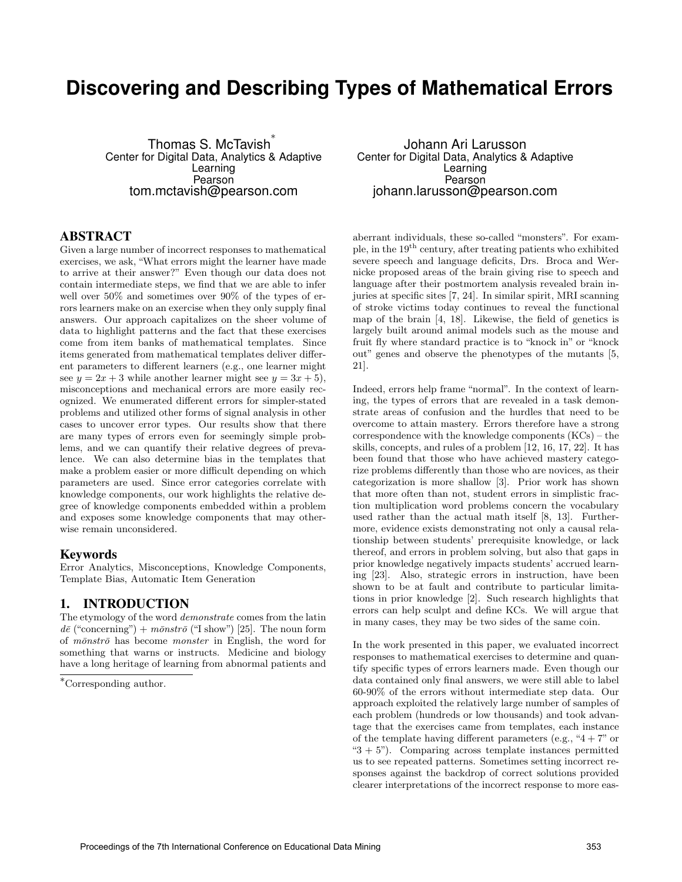# Discovering and Describing Types of Mathematical Errors

Thomas S. McTavish[*]
Center for Digital Data, Analytics & Adaptive Learning
Pearson
tom.mctavish@pearson.com

Johann Ari Larusson
Center for Digital Data, Analytics & Adaptive Learning
Pearson
johann.larusson@pearson.com

## ABSTRACT

Given a large number of incorrect responses to mathematical exercises, we ask, "What errors might the learner have made to arrive at their answer?" Even though our data does not contain intermediate steps, we find that we are able to infer well over 50% and sometimes over 90% of the types of errors learners make on an exercise when they only supply final answers. Our approach capitalizes on the sheer volume of data to highlight patterns and the fact that these exercises come from item banks of mathematical templates. Since items generated from mathematical templates deliver different parameters to different learners (e.g., one learner might see $y = 2x + 3$ while another learner might see $y = 3x + 5$), misconceptions and mechanical errors are more easily recognized. We enumerated different errors for simpler-stated problems and utilized other forms of signal analysis in other cases to uncover error types. Our results show that there are many types of errors even for seemingly simple problems, and we can quantify their relative degrees of prevalence. We can also determine bias in the templates that make a problem easier or more difficult depending on which parameters are used. Since error categories correlate with knowledge components, our work highlights the relative degree of knowledge components embedded within a problem and exposes some knowledge components that may otherwise remain unconsidered.

### Keywords

Error Analytics, Misconceptions, Knowledge Components, Template Bias, Automatic Item Generation

## 1. INTRODUCTION

The etymology of the word *demonstrate* comes from the latin *dē* ("concerning") + *mōnstrō* ("I show") [25]. The noun form of *mōnstrō* has become *monster* in English, the word for something that warns or instructs. Medicine and biology have a long heritage of learning from abnormal patients and aberrant individuals, these so-called "monsters". For example, in the 19[th] century, after treating patients who exhibited severe speech and language deficits, Drs. Broca and Wernicke proposed areas of the brain giving rise to speech and language after their postmortem analysis revealed brain injuries at specific sites [7, 24]. In similar spirit, MRI scanning of stroke victims today continues to reveal the functional map of the brain [4, 18]. Likewise, the field of genetics is largely built around animal models such as the mouse and fruit fly where standard practice is to "knock in" or "knock out" genes and observe the phenotypes of the mutants [5, 21].

Indeed, errors help frame "normal". In the context of learning, the types of errors that are revealed in a task demonstrate areas of confusion and the hurdles that need to be overcome to attain mastery. Errors therefore have a strong correspondence with the knowledge components (KCs) – the skills, concepts, and rules of a problem [12, 16, 17, 22]. It has been found that those who have achieved mastery categorize problems differently than those who are novices, as their categorization is more shallow [3]. Prior work has shown that more often than not, student errors in simplistic fraction multiplication word problems concern the vocabulary used rather than the actual math itself [8, 13]. Furthermore, evidence exists demonstrating not only a causal relationship between students' prerequisite knowledge, or lack thereof, and errors in problem solving, but also that gaps in prior knowledge negatively impacts students' accrued learning [23]. Also, strategic errors in instruction, have been shown to be at fault and contribute to particular limitations in prior knowledge [2]. Such research highlights that errors can help sculpt and define KCs. We will argue that in many cases, they may be two sides of the same coin.

In the work presented in this paper, we evaluated incorrect responses to mathematical exercises to determine and quantify specific types of errors learners made. Even though our data contained only final answers, we were still able to label 60-90% of the errors without intermediate step data. Our approach exploited the relatively large number of samples of each problem (hundreds or low thousands) and took advantage that the exercises came from templates, each instance of the template having different parameters (e.g., "$4 + 7$" or "$3 + 5$"). Comparing across template instances permitted us to see repeated patterns. Sometimes setting incorrect responses against the backdrop of correct solutions provided clearer interpretations of the incorrect response to more eas-

[*]Corresponding author.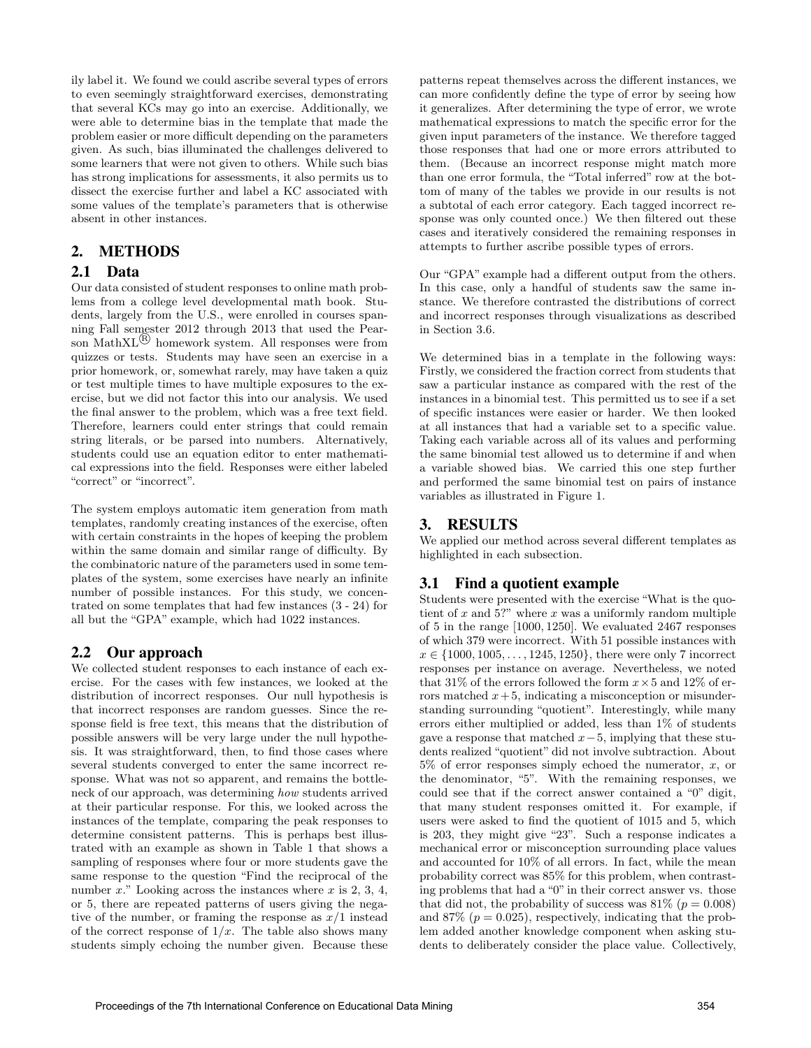ily label it. We found we could ascribe several types of errors to even seemingly straightforward exercises, demonstrating that several KCs may go into an exercise. Additionally, we were able to determine bias in the template that made the problem easier or more difficult depending on the parameters given. As such, bias illuminated the challenges delivered to some learners that were not given to others. While such bias has strong implications for assessments, it also permits us to dissect the exercise further and label a KC associated with some values of the template's parameters that is otherwise absent in other instances.

## 2. METHODS

### 2.1 Data

Our data consisted of student responses to online math problems from a college level developmental math book. Students, largely from the U.S., were enrolled in courses spanning Fall semester 2012 through 2013 that used the Pearson MathXL® homework system. All responses were from quizzes or tests. Students may have seen an exercise in a prior homework, or, somewhat rarely, may have taken a quiz or test multiple times to have multiple exposures to the exercise, but we did not factor this into our analysis. We used the final answer to the problem, which was a free text field. Therefore, learners could enter strings that could remain string literals, or be parsed into numbers. Alternatively, students could use an equation editor to enter mathematical expressions into the field. Responses were either labeled "correct" or "incorrect".

The system employs automatic item generation from math templates, randomly creating instances of the exercise, often with certain constraints in the hopes of keeping the problem within the same domain and similar range of difficulty. By the combinatoric nature of the parameters used in some templates of the system, some exercises have nearly an infinite number of possible instances. For this study, we concentrated on some templates that had few instances (3 - 24) for all but the "GPA" example, which had 1022 instances.

### 2.2 Our approach

We collected student responses to each instance of each exercise. For the cases with few instances, we looked at the distribution of incorrect responses. Our null hypothesis is that incorrect responses are random guesses. Since the response field is free text, this means that the distribution of possible answers will be very large under the null hypothesis. It was straightforward, then, to find those cases where several students converged to enter the same incorrect response. What was not so apparent, and remains the bottleneck of our approach, was determining *how* students arrived at their particular response. For this, we looked across the instances of the template, comparing the peak responses to determine consistent patterns. This is perhaps best illustrated with an example as shown in Table 1 that shows a sampling of responses where four or more students gave the same response to the question "Find the reciprocal of the number $x$." Looking across the instances where $x$ is 2, 3, 4, or 5, there are repeated patterns of users giving the negative of the number, or framing the response as $x/1$ instead of the correct response of $1/x$. The table also shows many students simply echoing the number given. Because these patterns repeat themselves across the different instances, we can more confidently define the type of error by seeing how it generalizes. After determining the type of error, we wrote mathematical expressions to match the specific error for the given input parameters of the instance. We therefore tagged those responses that had one or more errors attributed to them. (Because an incorrect response might match more than one error formula, the "Total inferred" row at the bottom of many of the tables we provide in our results is not a subtotal of each error category. Each tagged incorrect response was only counted once.) We then filtered out these cases and iteratively considered the remaining responses in attempts to further ascribe possible types of errors.

Our "GPA" example had a different output from the others. In this case, only a handful of students saw the same instance. We therefore contrasted the distributions of correct and incorrect responses through visualizations as described in Section 3.6.

We determined bias in a template in the following ways: Firstly, we considered the fraction correct from students that saw a particular instance as compared with the rest of the instances in a binomial test. This permitted us to see if a set of specific instances were easier or harder. We then looked at all instances that had a variable set to a specific value. Taking each variable across all of its values and performing the same binomial test allowed us to determine if and when a variable showed bias. We carried this one step further and performed the same binomial test on pairs of instance variables as illustrated in Figure 1.

## 3. RESULTS

We applied our method across several different templates as highlighted in each subsection.

### 3.1 Find a quotient example

Students were presented with the exercise "What is the quotient of $x$ and 5?" where $x$ was a uniformly random multiple of 5 in the range $[1000, 1250]$. We evaluated 2467 responses of which 379 were incorrect. With 51 possible instances with $x \in \{1000, 1005, \ldots, 1245, 1250\}$, there were only 7 incorrect responses per instance on average. Nevertheless, we noted that 31% of the errors followed the form $x \times 5$ and 12% of errors matched $x + 5$, indicating a misconception or misunderstanding surrounding "quotient". Interestingly, while many errors either multiplied or added, less than 1% of students gave a response that matched $x - 5$, implying that these students realized "quotient" did not involve subtraction. About 5% of error responses simply echoed the numerator, $x$, or the denominator, "5". With the remaining responses, we could see that if the correct answer contained a "0" digit, that many student responses omitted it. For example, if users were asked to find the quotient of 1015 and 5, which is 203, they might give "23". Such a response indicates a mechanical error or misconception surrounding place values and accounted for 10% of all errors. In fact, while the mean probability correct was 85% for this problem, when contrasting problems that had a "0" in their correct answer vs. those that did not, the probability of success was 81% ($p = 0.008$) and 87% ($p = 0.025$), respectively, indicating that the problem added another knowledge component when asking students to deliberately consider the place value. Collectively,